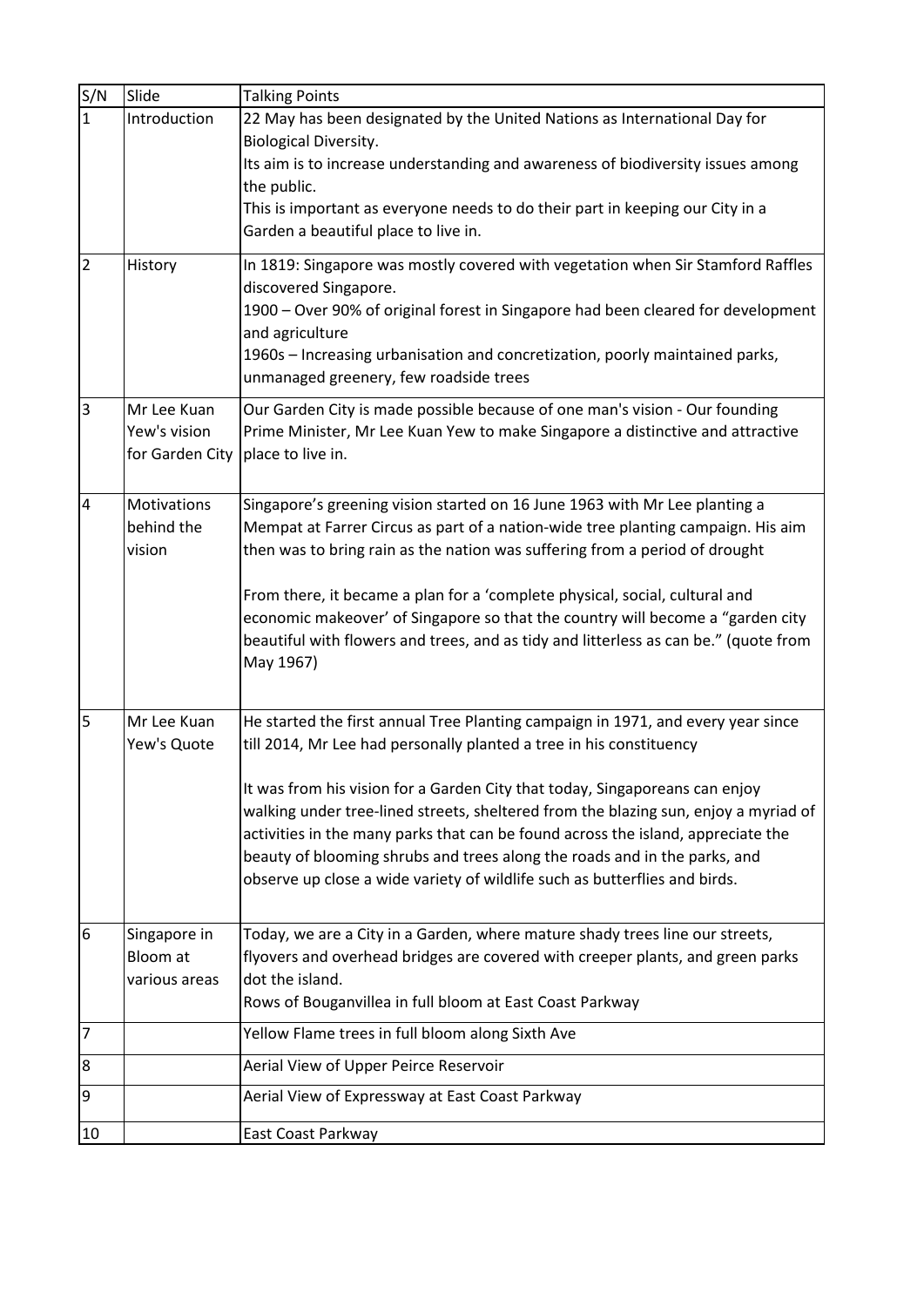| S/N | Slide | Talking Points |
|---|---|---|
| 1 | Introduction | 22 May has been designated by the United Nations as International Day for Biological Diversity.<br>Its aim is to increase understanding and awareness of biodiversity issues among the public.<br>This is important as everyone needs to do their part in keeping our City in a Garden a beautiful place to live in. |
| 2 | History | In 1819: Singapore was mostly covered with vegetation when Sir Stamford Raffles discovered Singapore.<br>1900 – Over 90% of original forest in Singapore had been cleared for development and agriculture<br>1960s – Increasing urbanisation and concretization, poorly maintained parks, unmanaged greenery, few roadside trees |
| 3 | Mr Lee Kuan Yew's vision for Garden City | Our Garden City is made possible because of one man's vision - Our founding Prime Minister, Mr Lee Kuan Yew to make Singapore a distinctive and attractive place to live in. |
| 4 | Motivations behind the vision | Singapore's greening vision started on 16 June 1963 with Mr Lee planting a Mempat at Farrer Circus as part of a nation-wide tree planting campaign. His aim then was to bring rain as the nation was suffering from a period of drought<br><br>From there, it became a plan for a 'complete physical, social, cultural and economic makeover' of Singapore so that the country will become a "garden city beautiful with flowers and trees, and as tidy and litterless as can be." (quote from May 1967) |
| 5 | Mr Lee Kuan Yew's Quote | He started the first annual Tree Planting campaign in 1971, and every year since till 2014, Mr Lee had personally planted a tree in his constituency<br><br>It was from his vision for a Garden City that today, Singaporeans can enjoy walking under tree-lined streets, sheltered from the blazing sun, enjoy a myriad of activities in the many parks that can be found across the island, appreciate the beauty of blooming shrubs and trees along the roads and in the parks, and observe up close a wide variety of wildlife such as butterflies and birds. |
| 6 | Singapore in Bloom at various areas | Today, we are a City in a Garden, where mature shady trees line our streets, flyovers and overhead bridges are covered with creeper plants, and green parks dot the island.<br>Rows of Bouganvillea in full bloom at East Coast Parkway |
| 7 | | Yellow Flame trees in full bloom along Sixth Ave |
| 8 | | Aerial View of Upper Peirce Reservoir |
| 9 | | Aerial View of Expressway at East Coast Parkway |
| 10 | | East Coast Parkway |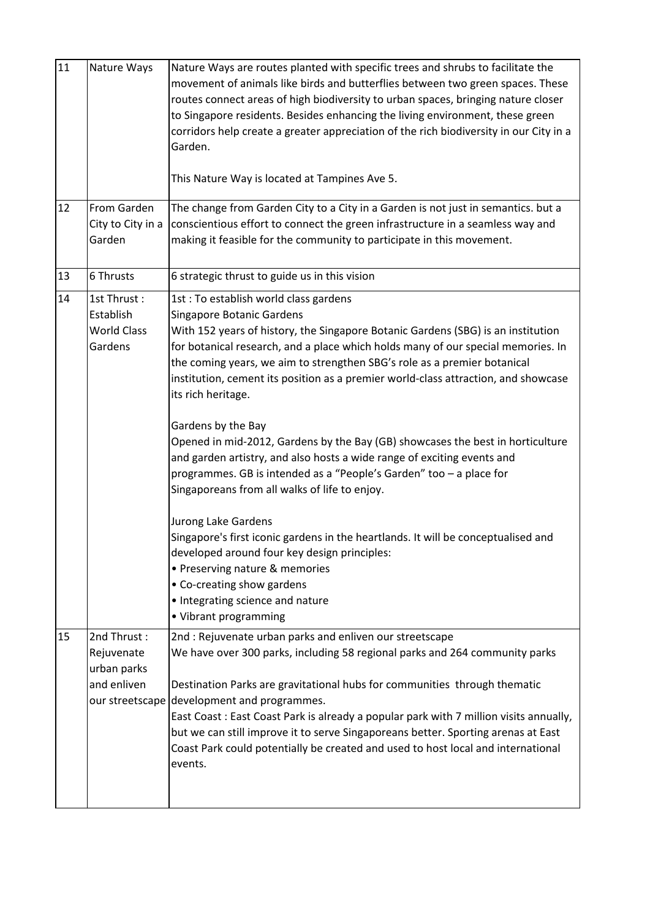| 11 | Nature Ways | Nature Ways are routes planted with specific trees and shrubs to facilitate the movement of animals like birds and butterflies between two green spaces. These routes connect areas of high biodiversity to urban spaces, bringing nature closer to Singapore residents. Besides enhancing the living environment, these green corridors help create a greater appreciation of the rich biodiversity in our City in a Garden.<br><br>This Nature Way is located at Tampines Ave 5. |
|---|---|---|
| 12 | From Garden City to City in a Garden | The change from Garden City to a City in a Garden is not just in semantics. but a conscientious effort to connect the green infrastructure in a seamless way and making it feasible for the community to participate in this movement. |
| 13 | 6 Thrusts | 6 strategic thrust to guide us in this vision |
| 14 | 1st Thrust : Establish World Class Gardens | 1st : To establish world class gardens<br>Singapore Botanic Gardens<br>With 152 years of history, the Singapore Botanic Gardens (SBG) is an institution for botanical research, and a place which holds many of our special memories. In the coming years, we aim to strengthen SBG's role as a premier botanical institution, cement its position as a premier world-class attraction, and showcase its rich heritage.<br><br>Gardens by the Bay<br>Opened in mid-2012, Gardens by the Bay (GB) showcases the best in horticulture and garden artistry, and also hosts a wide range of exciting events and programmes. GB is intended as a "People's Garden" too – a place for Singaporeans from all walks of life to enjoy.<br><br>Jurong Lake Gardens<br>Singapore's first iconic gardens in the heartlands. It will be conceptualised and developed around four key design principles:<br>• Preserving nature & memories<br>• Co-creating show gardens<br>• Integrating science and nature<br>• Vibrant programming |
| 15 | 2nd Thrust : Rejuvenate urban parks and enliven our streetscape | 2nd : Rejuvenate urban parks and enliven our streetscape<br>We have over 300 parks, including 58 regional parks and 264 community parks<br><br>Destination Parks are gravitational hubs for communities through thematic development and programmes.<br>East Coast : East Coast Park is already a popular park with 7 million visits annually, but we can still improve it to serve Singaporeans better. Sporting arenas at East Coast Park could potentially be created and used to host local and international events. |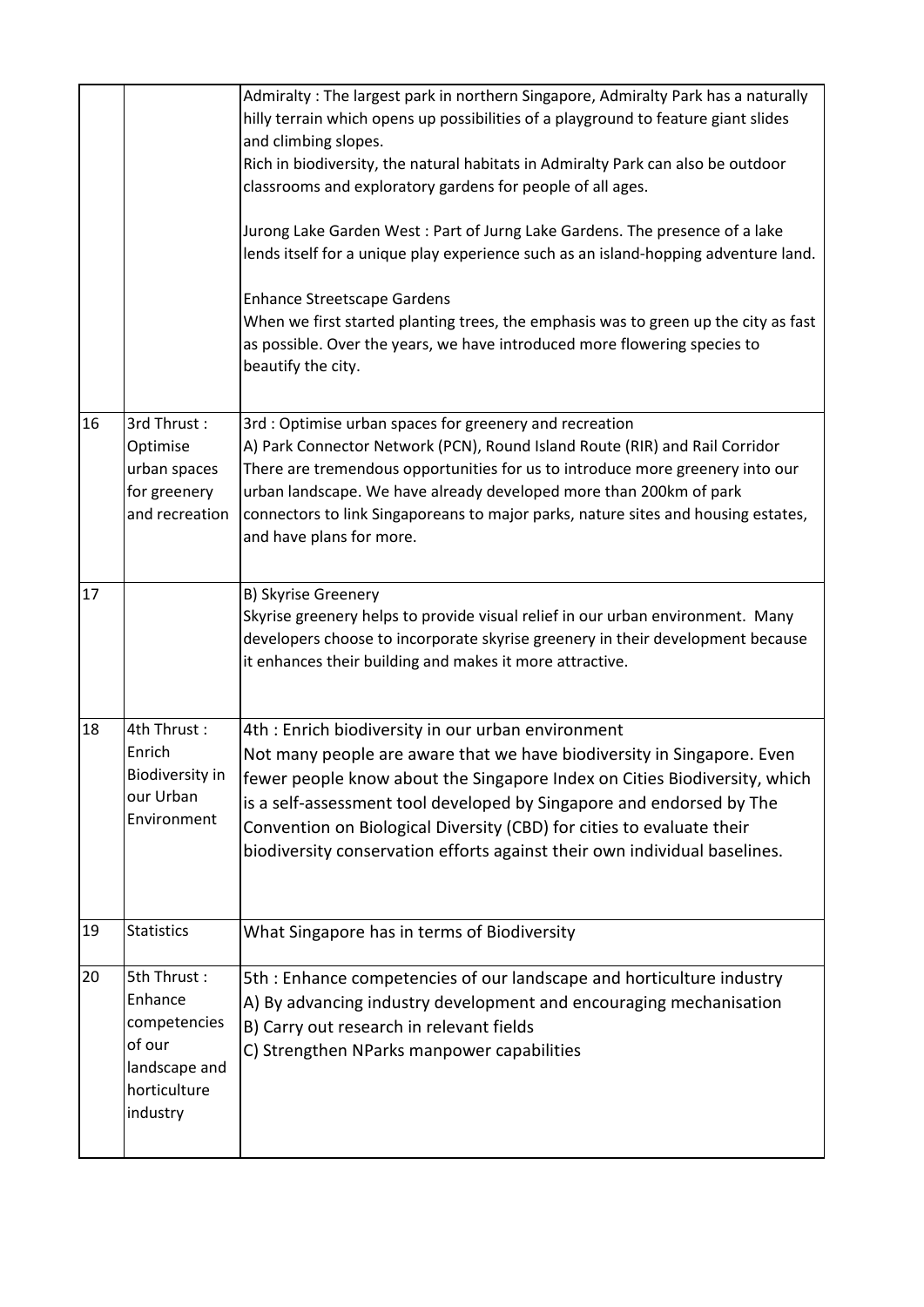| | | |
|---|---|---|
| | | Admiralty : The largest park in northern Singapore, Admiralty Park has a naturally hilly terrain which opens up possibilities of a playground to feature giant slides and climbing slopes.<br>Rich in biodiversity, the natural habitats in Admiralty Park can also be outdoor classrooms and exploratory gardens for people of all ages.<br><br>Jurong Lake Garden West : Part of Jurng Lake Gardens. The presence of a lake lends itself for a unique play experience such as an island-hopping adventure land.<br><br>Enhance Streetscape Gardens<br>When we first started planting trees, the emphasis was to green up the city as fast as possible. Over the years, we have introduced more flowering species to beautify the city. |
| 16 | 3rd Thrust : Optimise urban spaces for greenery and recreation | 3rd : Optimise urban spaces for greenery and recreation<br>A) Park Connector Network (PCN), Round Island Route (RIR) and Rail Corridor<br>There are tremendous opportunities for us to introduce more greenery into our urban landscape. We have already developed more than 200km of park connectors to link Singaporeans to major parks, nature sites and housing estates, and have plans for more. |
| 17 | | B) Skyrise Greenery<br>Skyrise greenery helps to provide visual relief in our urban environment. Many developers choose to incorporate skyrise greenery in their development because it enhances their building and makes it more attractive. |
| 18 | 4th Thrust : Enrich Biodiversity in our Urban Environment | 4th : Enrich biodiversity in our urban environment<br>Not many people are aware that we have biodiversity in Singapore. Even fewer people know about the Singapore Index on Cities Biodiversity, which is a self-assessment tool developed by Singapore and endorsed by The Convention on Biological Diversity (CBD) for cities to evaluate their biodiversity conservation efforts against their own individual baselines. |
| 19 | Statistics | What Singapore has in terms of Biodiversity |
| 20 | 5th Thrust : Enhance competencies of our landscape and horticulture industry | 5th : Enhance competencies of our landscape and horticulture industry<br>A) By advancing industry development and encouraging mechanisation<br>B) Carry out research in relevant fields<br>C) Strengthen NParks manpower capabilities |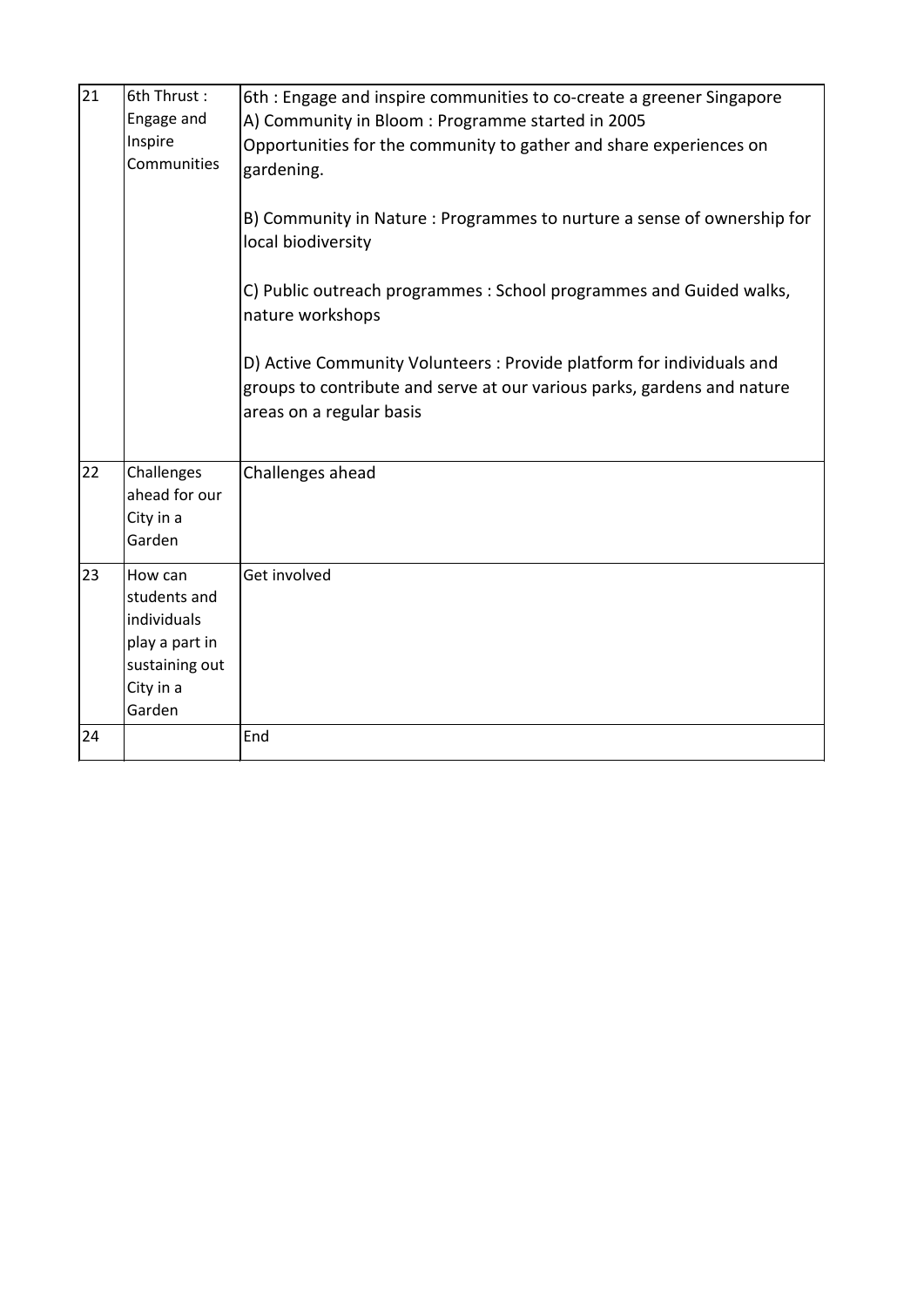| | | |
|---|---|---|
| 21 | 6th Thrust : Engage and Inspire Communities | 6th : Engage and inspire communities to co-create a greener Singapore<br>A) Community in Bloom : Programme started in 2005<br>Opportunities for the community to gather and share experiences on gardening.<br><br>B) Community in Nature : Programmes to nurture a sense of ownership for local biodiversity<br><br>C) Public outreach programmes : School programmes and Guided walks, nature workshops<br><br>D) Active Community Volunteers : Provide platform for individuals and groups to contribute and serve at our various parks, gardens and nature areas on a regular basis |
| 22 | Challenges ahead for our City in a Garden | Challenges ahead |
| 23 | How can students and individuals play a part in sustaining out City in a Garden | Get involved |
| 24 | | End |